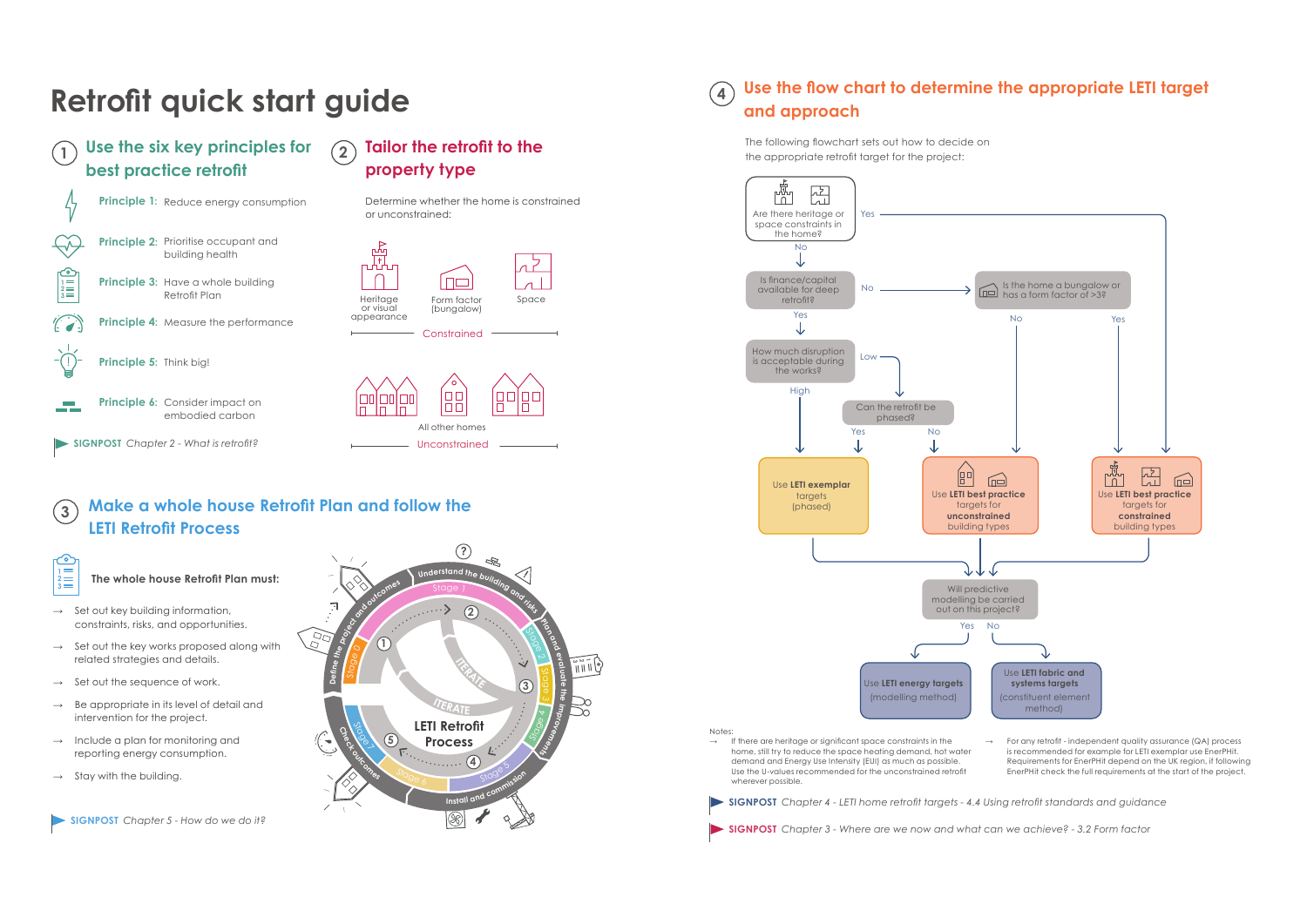# Retrofit quick start guide

## 1 Use the six key principles for best practice retrofit

**Principle 1:** Reduce energy consumption

**Principle 2:** Prioritise occupant and building health

**Principle 3:** Have a whole building Retrofit Plan

**Principle 4:** Measure the performance

**Principle 5:** Think big!

**Principle 6:** Consider impact on embodied carbon

**SIGNPOST** *Chapter 2 - What is retrofit?*

## 2 Tailor the retrofit to the property type

Determine whether the home is constrained or unconstrained:

Heritage or visual appearance — Form factor (bungalow) — Space

Constrained

All other homes

Unconstrained

## 3 Make a whole house Retrofit Plan and follow the LETI Retrofit Process

**The whole house Retrofit Plan must:**

- → Set out key building information, constraints, risks, and opportunities.
- → Set out the key works proposed along with related strategies and details.
- → Set out the sequence of work.
- → Be appropriate in its level of detail and intervention for the project.
- → Include a plan for monitoring and reporting energy consumption.
- → Stay with the building.

LETI Retrofit Process:

- Stage 0 – Define the project and outcomes
- Stage 1 – Understand the building and risks
- Stage 2, Stage 3 – Plan and evaluate the improvements
- Stage 4, Stage 5 – Install and commission
- Stage 6, Stage 7 – Check outcomes
- ITERATE

**SIGNPOST** *Chapter 5 - How do we do it?*

## 4 Use the flow chart to determine the appropriate LETI target and approach

The following flowchart sets out how to decide on the appropriate retrofit target for the project:

- Are there heritage or space constraints in the home?
  - Yes → Use **LETI best practice** targets for **constrained** building types
  - No → Is finance/capital available for deep retrofit?
    - No → Is the home a bungalow or has a form factor of >3?
      - No → Use **LETI best practice** targets for **unconstrained** building types
      - Yes → Use **LETI best practice** targets for **constrained** building types
    - Yes → How much disruption is acceptable during the works?
      - High → Use **LETI exemplar** targets (phased)
      - Low → Can the retrofit be phased?
        - Yes → Use **LETI exemplar** targets (phased)
        - No → Use **LETI best practice** targets for **unconstrained** building types
- All outcomes → Will predictive modelling be carried out on this project?
  - Yes → Use **LETI energy targets** (modelling method)
  - No → Use **LETI fabric and systems targets** (constituent element method)

Notes:

→ If there are heritage or significant space constraints in the home, still try to reduce the space heating demand, hot water demand and Energy Use Intensity (EUI) as much as possible. Use the U-values recommended for the unconstrained retrofit wherever possible.

→ For any retrofit - independent quality assurance (QA) process is recommended for example for LETI exemplar use EnerPHit. Requirements for EnerPHit depend on the UK region, if following EnerPHit check the full requirements at the start of the project.

**SIGNPOST** *Chapter 4 - LETI home retrofit targets - 4.4 Using retrofit standards and guidance*

**SIGNPOST** *Chapter 3 - Where are we now and what can we achieve? - 3.2 Form factor*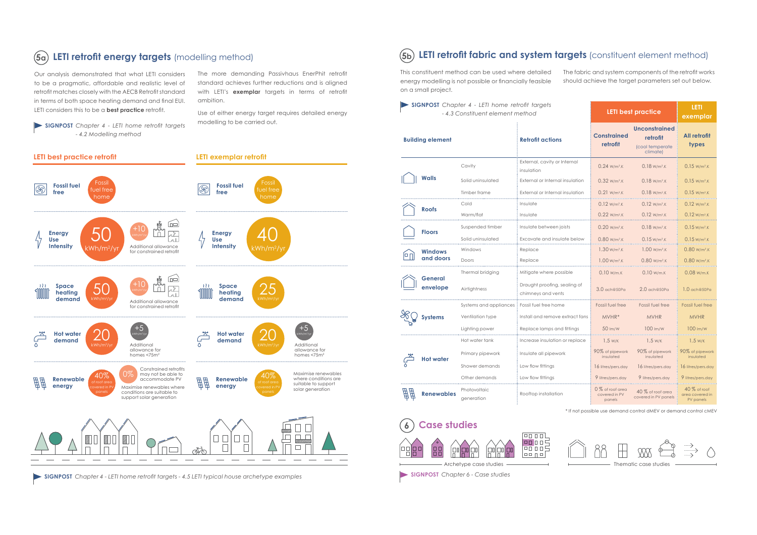## 5a LETI retrofit energy targets (modelling method)

Our analysis demonstrated that what LETI considers to be a pragmatic, affordable and realistic level of retrofit matches closely with the AECB Retrofit standard in terms of both space heating demand and final EUI. LETI considers this to be a **best practice** retrofit.

**SIGNPOST** *Chapter 4 - LETI home retrofit targets - 4.2 Modelling method*

The more demanding Passivhaus EnerPhit retrofit standard achieves further reductions and is aligned with LETI's **exemplar** targets in terms of retrofit ambition.

Use of either energy target requires detailed energy modelling to be carried out.

### LETI best practice retrofit

**Fossil fuel free** — Fossil fuel free home

**Energy Use Intensity** — 50 kWh/m²/yr; +10 kWh/m²/yr Additional allowance for constrained retrofit

**Space heating demand** — 50 kWh/m²/yr; +10 kWh/m²/yr Additional allowance for constrained retrofit

**Hot water demand** — 20 kWh/m²/yr; +5 kWh/m²/yr Additional allowance for homes <75m²

**Renewable energy** — 40% of roof area covered in PV panels; 0% Constrained retrofits may not be able to accommodate PV. Maximise renewables where conditions are suitable to support solar generation

### LETI exemplar retrofit

**Fossil fuel free** — Fossil fuel free home

**Energy Use Intensity** — 40 kWh/m²/yr

**Space heating demand** — 25 kWh/m²/yr

**Hot water demand** — 20 kWh/m²/yr; +5 kWh/m²/yr Additional allowance for homes <75m²

**Renewable energy** — 40% of roof area covered in PV panels; Maximise renewables where conditions are suitable to support solar generation

**SIGNPOST** *Chapter 4 - LETI home retrofit targets - 4.5 LETI typical house archetype examples*

## 5b LETI retrofit fabric and system targets (constituent element method)

This constituent method can be used where detailed energy modelling is not possible or financially feasible on a small project.

The fabric and system components of the retrofit works should achieve the target parameters set out below.

**SIGNPOST** *Chapter 4 - LETI home retrofit targets - 4.3 Constituent element method*

| Building element | | Retrofit actions | LETI best practice | | LETI exemplar |
|---|---|---|---|---|---|
| | | | Constrained retrofit | Unconstrained retrofit (cool temperate climate) | All retrofit types |
| Walls | Cavity | External, cavity or Internal insulation | 0.24 W/m².K | 0.18 W/m².K | 0.15 W/m².K |
| | Solid uninsulated | External or Internal insulation | 0.32 W/m².K | 0.18 W/m².K | 0.15 W/m².K |
| | Timber frame | External or Internal insulation | 0.21 W/m².K | 0.18 W/m².K | 0.15 W/m².K |
| Roofs | Cold | Insulate | 0.12 W/m².K | 0.12 W/m².K | 0.12 W/m².K |
| | Warm/flat | Insulate | 0.22 W/m².K | 0.12 W/m².K | 0.12 W/m².K |
| Floors | Suspended timber | Insulate between joists | 0.20 W/m².K | 0.18 W/m².K | 0.15 W/m².K |
| | Solid uninsulated | Excavate and insulate below | 0.80 W/m².K | 0.15 W/m².K | 0.15 W/m².K |
| Windows and doors | Windows | Replace | 1.30 W/m².K | 1.00 W/m².K | 0.80 W/m².K |
| | Doors | Replace | 1.00 W/m².K | 0.80 W/m².K | 0.80 W/m².K |
| General envelope | Thermal bridging | Mitigate where possible | 0.10 W/m.K | 0.10 W/m.K | 0.08 W/m.K |
| | Airtightness | Draught proofing, sealing of chimneys and vents | 3.0 ach@50Pa | 2.0 ach@50Pa | 1.0 ach@50Pa |
| Systems | Systems and appliances | Fossil fuel free home | Fossil fuel free | Fossil fuel free | Fossil fuel free |
| | Ventilation type | Install and remove extract fans | MVHR* | MVHR | MVHR |
| | Lighting power | Replace lamps and fittings | 50 lm/W | 100 lm/W | 100 lm/W |
| Hot water | Hot water tank | Increase insulation or replace | 1.5 W/K | 1.5 W/K | 1.5 W/K |
| | Primary pipework | Insulate all pipework | 90% of pipework insulated | 90% of pipework insulated | 90% of pipework insulated |
| | Shower demands | Low flow fittings | 16 litres/pers.day | 16 litres/pers.day | 16 litres/pers.day |
| | Other demands | Low flow fittings | 9 litres/pers.day | 9 litres/pers.day | 9 litres/pers.day |
| Renewables | Photovoltaic generation | Rooftop installation | 0 % of roof area covered in PV panels | 40 % of roof area covered in PV panels | 40 % of roof area covered in PV panels |

\* If not possible use demand control dMEV or demand control cMEV

## 6 Case studies

Archetype case studies

Thematic case studies

**SIGNPOST** *Chapter 6 - Case studies*